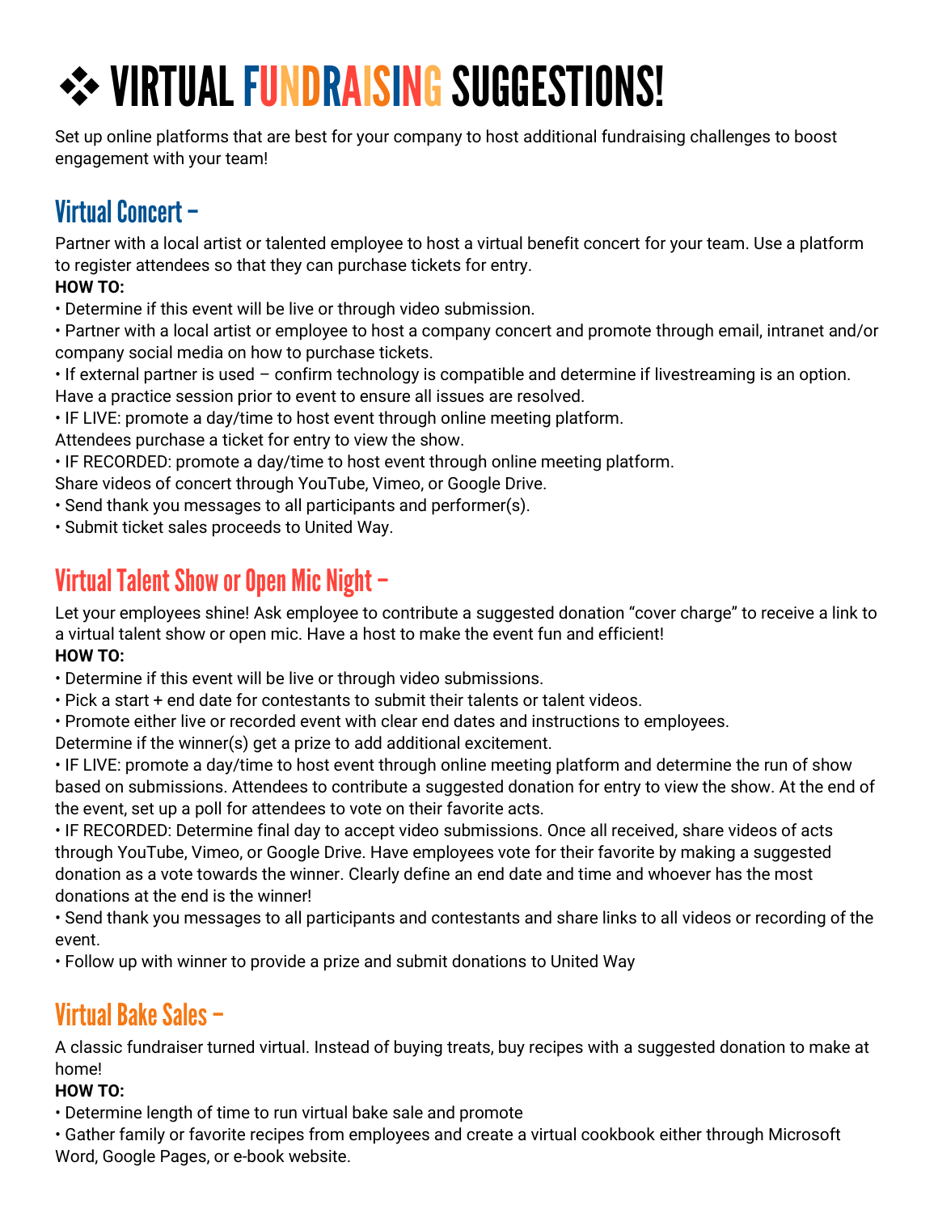# ❖ VIRTUAL FUNDRAISING SUGGESTIONS!

Set up online platforms that are best for your company to host additional fundraising challenges to boost engagement with your team!

## Virtual Concert –

Partner with a local artist or talented employee to host a virtual benefit concert for your team. Use a platform to register attendees so that they can purchase tickets for entry.

**HOW TO:**

- Determine if this event will be live or through video submission.
- Partner with a local artist or employee to host a company concert and promote through email, intranet and/or company social media on how to purchase tickets.
- If external partner is used – confirm technology is compatible and determine if livestreaming is an option. Have a practice session prior to event to ensure all issues are resolved.
- IF LIVE: promote a day/time to host event through online meeting platform. Attendees purchase a ticket for entry to view the show.
- IF RECORDED: promote a day/time to host event through online meeting platform. Share videos of concert through YouTube, Vimeo, or Google Drive.
- Send thank you messages to all participants and performer(s).
- Submit ticket sales proceeds to United Way.

## Virtual Talent Show or Open Mic Night –

Let your employees shine! Ask employee to contribute a suggested donation "cover charge" to receive a link to a virtual talent show or open mic. Have a host to make the event fun and efficient!

**HOW TO:**

- Determine if this event will be live or through video submissions.
- Pick a start + end date for contestants to submit their talents or talent videos.
- Promote either live or recorded event with clear end dates and instructions to employees. Determine if the winner(s) get a prize to add additional excitement.
- IF LIVE: promote a day/time to host event through online meeting platform and determine the run of show based on submissions. Attendees to contribute a suggested donation for entry to view the show. At the end of the event, set up a poll for attendees to vote on their favorite acts.
- IF RECORDED: Determine final day to accept video submissions. Once all received, share videos of acts through YouTube, Vimeo, or Google Drive. Have employees vote for their favorite by making a suggested donation as a vote towards the winner. Clearly define an end date and time and whoever has the most donations at the end is the winner!
- Send thank you messages to all participants and contestants and share links to all videos or recording of the event.
- Follow up with winner to provide a prize and submit donations to United Way

## Virtual Bake Sales –

A classic fundraiser turned virtual. Instead of buying treats, buy recipes with a suggested donation to make at home!

**HOW TO:**

- Determine length of time to run virtual bake sale and promote
- Gather family or favorite recipes from employees and create a virtual cookbook either through Microsoft Word, Google Pages, or e-book website.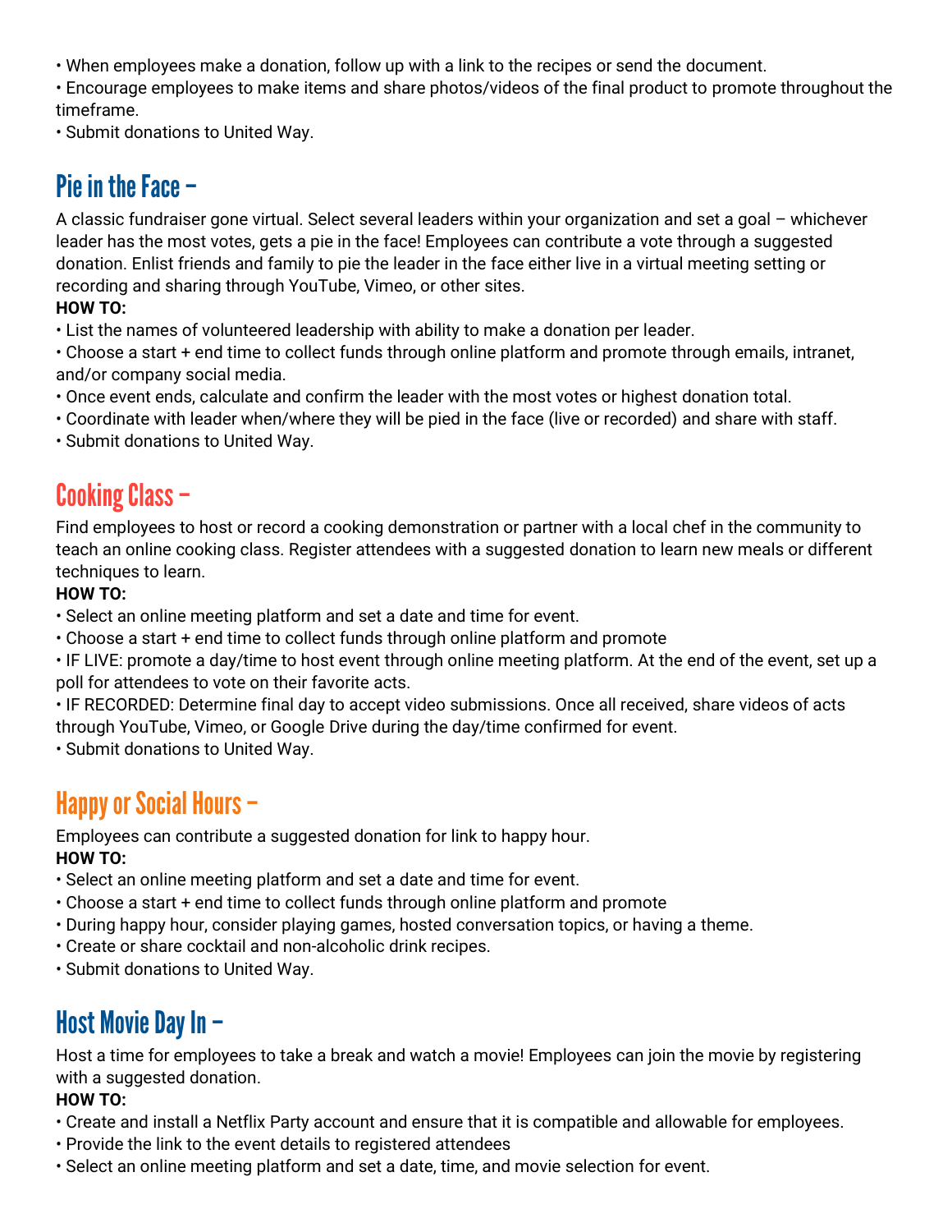- When employees make a donation, follow up with a link to the recipes or send the document.
- Encourage employees to make items and share photos/videos of the final product to promote throughout the timeframe.
- Submit donations to United Way.

## Pie in the Face –

A classic fundraiser gone virtual. Select several leaders within your organization and set a goal – whichever leader has the most votes, gets a pie in the face! Employees can contribute a vote through a suggested donation. Enlist friends and family to pie the leader in the face either live in a virtual meeting setting or recording and sharing through YouTube, Vimeo, or other sites.

**HOW TO:**

- List the names of volunteered leadership with ability to make a donation per leader.
- Choose a start + end time to collect funds through online platform and promote through emails, intranet, and/or company social media.
- Once event ends, calculate and confirm the leader with the most votes or highest donation total.
- Coordinate with leader when/where they will be pied in the face (live or recorded) and share with staff.
- Submit donations to United Way.

## Cooking Class –

Find employees to host or record a cooking demonstration or partner with a local chef in the community to teach an online cooking class. Register attendees with a suggested donation to learn new meals or different techniques to learn.

**HOW TO:**

- Select an online meeting platform and set a date and time for event.
- Choose a start + end time to collect funds through online platform and promote
- IF LIVE: promote a day/time to host event through online meeting platform. At the end of the event, set up a poll for attendees to vote on their favorite acts.
- IF RECORDED: Determine final day to accept video submissions. Once all received, share videos of acts through YouTube, Vimeo, or Google Drive during the day/time confirmed for event.
- Submit donations to United Way.

## Happy or Social Hours –

Employees can contribute a suggested donation for link to happy hour.

**HOW TO:**

- Select an online meeting platform and set a date and time for event.
- Choose a start + end time to collect funds through online platform and promote
- During happy hour, consider playing games, hosted conversation topics, or having a theme.
- Create or share cocktail and non-alcoholic drink recipes.
- Submit donations to United Way.

## Host Movie Day In –

Host a time for employees to take a break and watch a movie! Employees can join the movie by registering with a suggested donation.

**HOW TO:**

- Create and install a Netflix Party account and ensure that it is compatible and allowable for employees.
- Provide the link to the event details to registered attendees
- Select an online meeting platform and set a date, time, and movie selection for event.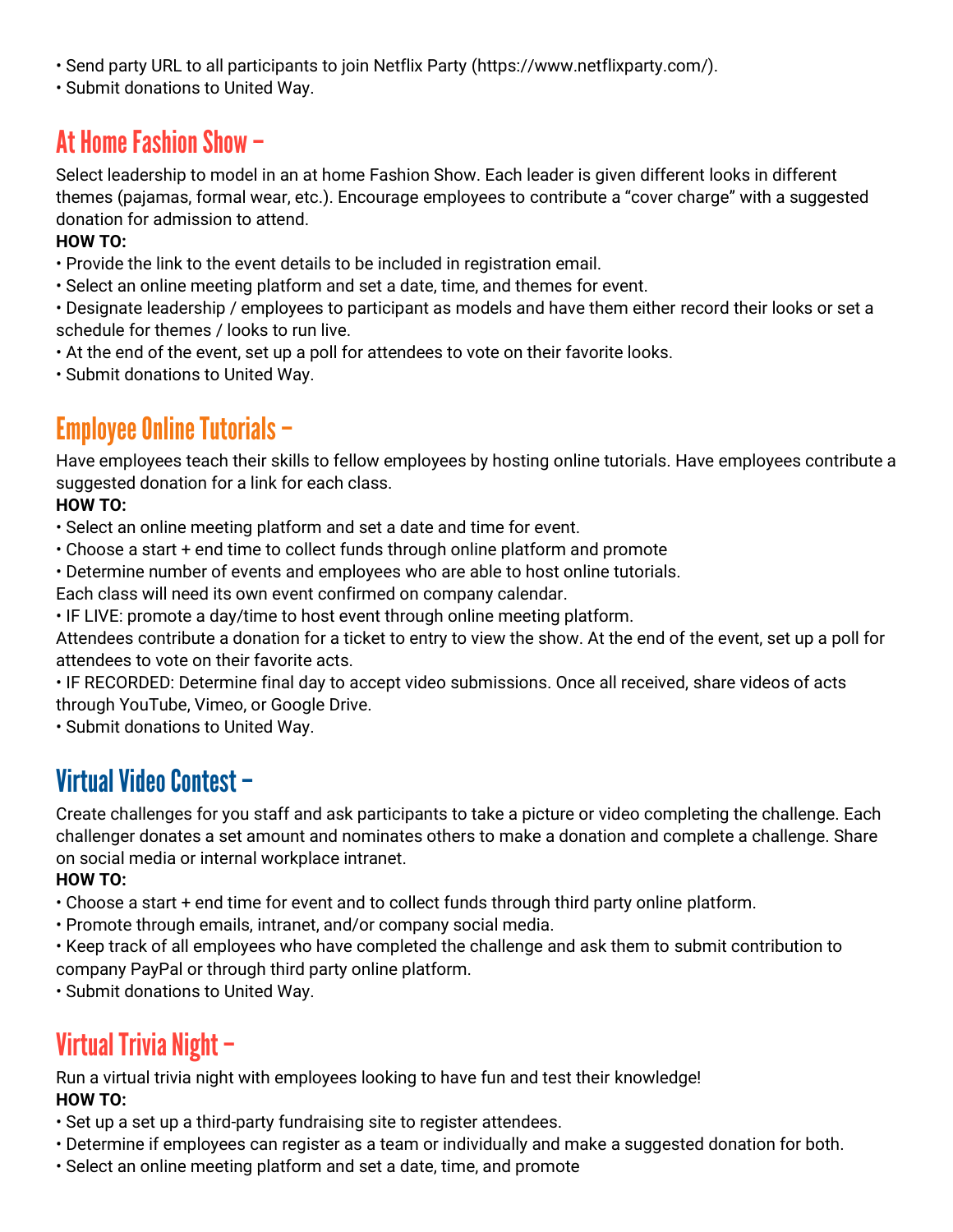- Send party URL to all participants to join Netflix Party (https://www.netflixparty.com/).
- Submit donations to United Way.

## At Home Fashion Show –

Select leadership to model in an at home Fashion Show. Each leader is given different looks in different themes (pajamas, formal wear, etc.). Encourage employees to contribute a “cover charge” with a suggested donation for admission to attend.

**HOW TO:**

- Provide the link to the event details to be included in registration email.
- Select an online meeting platform and set a date, time, and themes for event.
- Designate leadership / employees to participant as models and have them either record their looks or set a schedule for themes / looks to run live.
- At the end of the event, set up a poll for attendees to vote on their favorite looks.
- Submit donations to United Way.

## Employee Online Tutorials –

Have employees teach their skills to fellow employees by hosting online tutorials. Have employees contribute a suggested donation for a link for each class.

**HOW TO:**

- Select an online meeting platform and set a date and time for event.
- Choose a start + end time to collect funds through online platform and promote
- Determine number of events and employees who are able to host online tutorials.

Each class will need its own event confirmed on company calendar.

- IF LIVE: promote a day/time to host event through online meeting platform.

Attendees contribute a donation for a ticket to entry to view the show. At the end of the event, set up a poll for attendees to vote on their favorite acts.

- IF RECORDED: Determine final day to accept video submissions. Once all received, share videos of acts through YouTube, Vimeo, or Google Drive.
- Submit donations to United Way.

## Virtual Video Contest –

Create challenges for you staff and ask participants to take a picture or video completing the challenge. Each challenger donates a set amount and nominates others to make a donation and complete a challenge. Share on social media or internal workplace intranet.

**HOW TO:**

- Choose a start + end time for event and to collect funds through third party online platform.
- Promote through emails, intranet, and/or company social media.
- Keep track of all employees who have completed the challenge and ask them to submit contribution to company PayPal or through third party online platform.
- Submit donations to United Way.

## Virtual Trivia Night –

Run a virtual trivia night with employees looking to have fun and test their knowledge!

**HOW TO:**

- Set up a set up a third-party fundraising site to register attendees.
- Determine if employees can register as a team or individually and make a suggested donation for both.
- Select an online meeting platform and set a date, time, and promote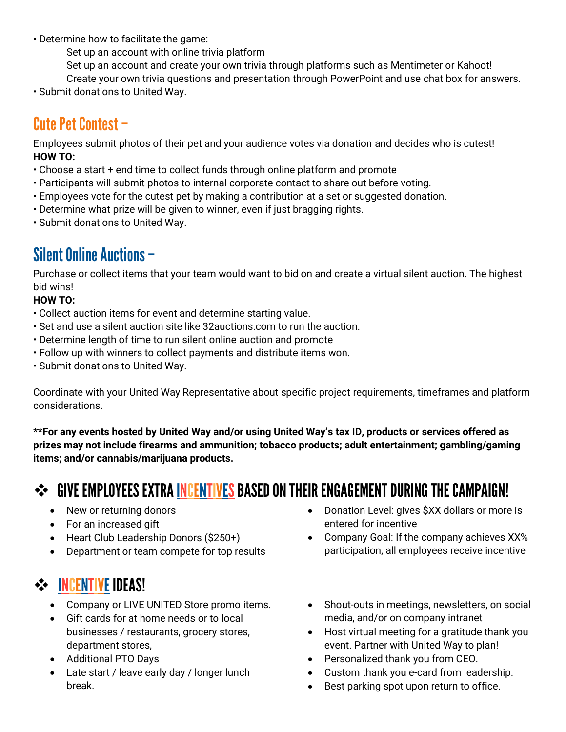- Determine how to facilitate the game:
  - Set up an account with online trivia platform
  - Set up an account and create your own trivia through platforms such as Mentimeter or Kahoot!
  - Create your own trivia questions and presentation through PowerPoint and use chat box for answers.
- Submit donations to United Way.

## Cute Pet Contest –

Employees submit photos of their pet and your audience votes via donation and decides who is cutest!

**HOW TO:**

- Choose a start + end time to collect funds through online platform and promote
- Participants will submit photos to internal corporate contact to share out before voting.
- Employees vote for the cutest pet by making a contribution at a set or suggested donation.
- Determine what prize will be given to winner, even if just bragging rights.
- Submit donations to United Way.

## Silent Online Auctions –

Purchase or collect items that your team would want to bid on and create a virtual silent auction. The highest bid wins!

**HOW TO:**

- Collect auction items for event and determine starting value.
- Set and use a silent auction site like 32auctions.com to run the auction.
- Determine length of time to run silent online auction and promote
- Follow up with winners to collect payments and distribute items won.
- Submit donations to United Way.

Coordinate with your United Way Representative about specific project requirements, timeframes and platform considerations.

****For any events hosted by United Way and/or using United Way's tax ID, products or services offered as prizes may not include firearms and ammunition; tobacco products; adult entertainment; gambling/gaming items; and/or cannabis/marijuana products.**

## ❖ GIVE EMPLOYEES EXTRA INCENTIVES BASED ON THEIR ENGAGEMENT DURING THE CAMPAIGN!

- New or returning donors
- For an increased gift
- Heart Club Leadership Donors ($250+)
- Department or team compete for top results
- Donation Level: gives $XX dollars or more is entered for incentive
- Company Goal: If the company achieves XX% participation, all employees receive incentive

## ❖ INCENTIVE IDEAS!

- Company or LIVE UNITED Store promo items.
- Gift cards for at home needs or to local businesses / restaurants, grocery stores, department stores,
- Additional PTO Days
- Late start / leave early day / longer lunch break.
- Shout-outs in meetings, newsletters, on social media, and/or on company intranet
- Host virtual meeting for a gratitude thank you event. Partner with United Way to plan!
- Personalized thank you from CEO.
- Custom thank you e-card from leadership.
- Best parking spot upon return to office.